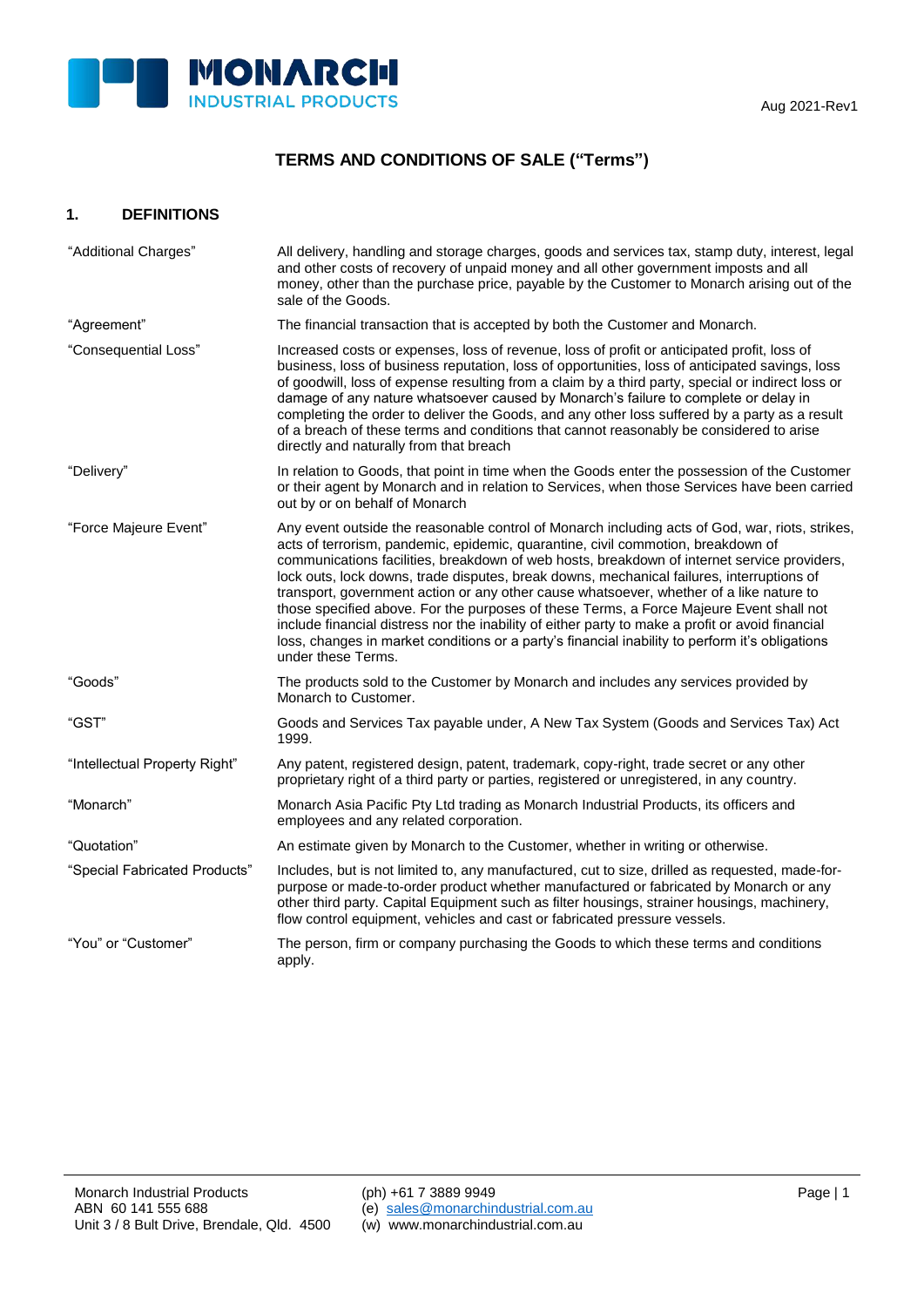MONARCH INDUSTRIAL PRODUCTS

Aug 2021-Rev1

# TERMS AND CONDITIONS OF SALE ("Terms")

## 1. DEFINITIONS

| | |
|---|---|
| "Additional Charges" | All delivery, handling and storage charges, goods and services tax, stamp duty, interest, legal and other costs of recovery of unpaid money and all other government imposts and all money, other than the purchase price, payable by the Customer to Monarch arising out of the sale of the Goods. |
| "Agreement" | The financial transaction that is accepted by both the Customer and Monarch. |
| "Consequential Loss" | Increased costs or expenses, loss of revenue, loss of profit or anticipated profit, loss of business, loss of business reputation, loss of opportunities, loss of anticipated savings, loss of goodwill, loss of expense resulting from a claim by a third party, special or indirect loss or damage of any nature whatsoever caused by Monarch's failure to complete or delay in completing the order to deliver the Goods, and any other loss suffered by a party as a result of a breach of these terms and conditions that cannot reasonably be considered to arise directly and naturally from that breach |
| "Delivery" | In relation to Goods, that point in time when the Goods enter the possession of the Customer or their agent by Monarch and in relation to Services, when those Services have been carried out by or on behalf of Monarch |
| "Force Majeure Event" | Any event outside the reasonable control of Monarch including acts of God, war, riots, strikes, acts of terrorism, pandemic, epidemic, quarantine, civil commotion, breakdown of communications facilities, breakdown of web hosts, breakdown of internet service providers, lock outs, lock downs, trade disputes, break downs, mechanical failures, interruptions of transport, government action or any other cause whatsoever, whether of a like nature to those specified above. For the purposes of these Terms, a Force Majeure Event shall not include financial distress nor the inability of either party to make a profit or avoid financial loss, changes in market conditions or a party's financial inability to perform it's obligations under these Terms. |
| "Goods" | The products sold to the Customer by Monarch and includes any services provided by Monarch to Customer. |
| "GST" | Goods and Services Tax payable under, A New Tax System (Goods and Services Tax) Act 1999. |
| "Intellectual Property Right" | Any patent, registered design, patent, trademark, copy-right, trade secret or any other proprietary right of a third party or parties, registered or unregistered, in any country. |
| "Monarch" | Monarch Asia Pacific Pty Ltd trading as Monarch Industrial Products, its officers and employees and any related corporation. |
| "Quotation" | An estimate given by Monarch to the Customer, whether in writing or otherwise. |
| "Special Fabricated Products" | Includes, but is not limited to, any manufactured, cut to size, drilled as requested, made-for-purpose or made-to-order product whether manufactured or fabricated by Monarch or any other third party. Capital Equipment such as filter housings, strainer housings, machinery, flow control equipment, vehicles and cast or fabricated pressure vessels. |
| "You" or "Customer" | The person, firm or company purchasing the Goods to which these terms and conditions apply. |

Monarch Industrial Products
ABN 60 141 555 688
Unit 3 / 8 Bult Drive, Brendale, Qld. 4500

(ph) +61 7 3889 9949
(e) sales@monarchindustrial.com.au
(w) www.monarchindustrial.com.au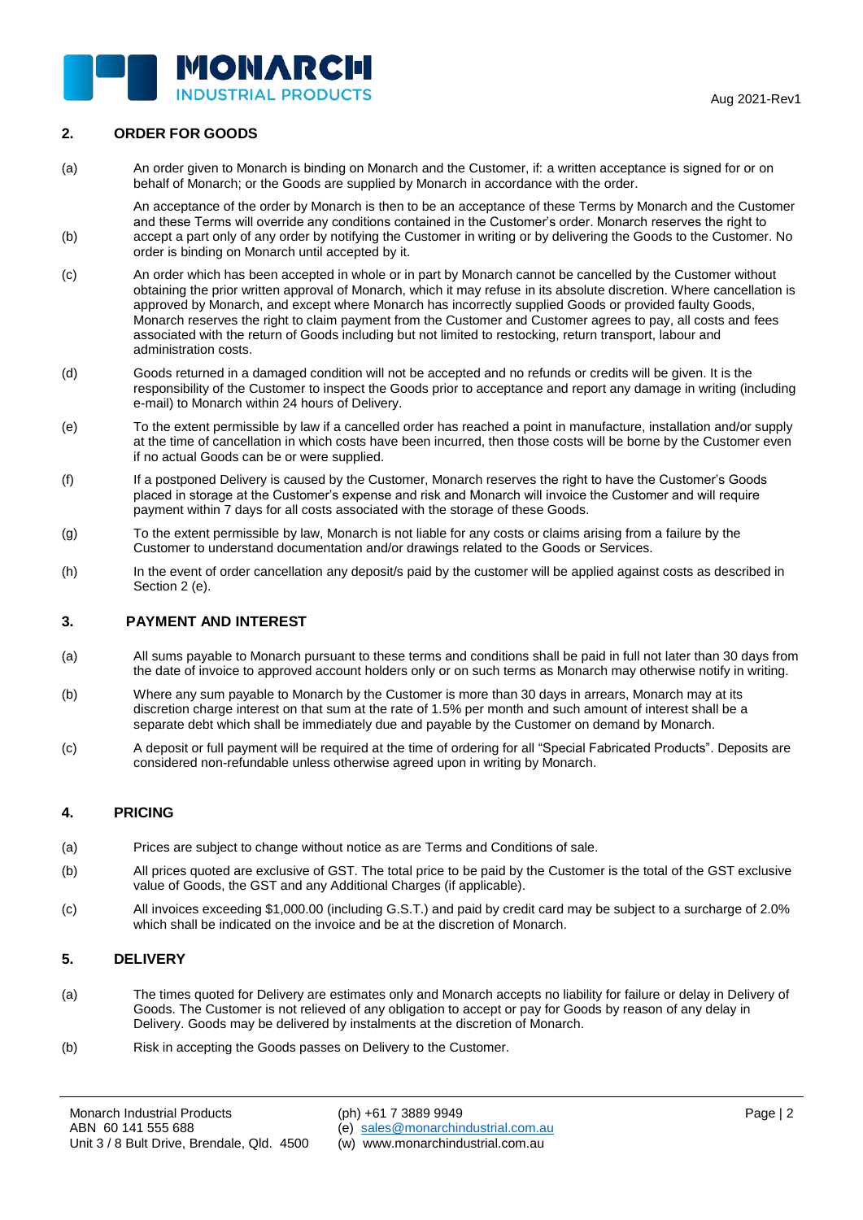## 2. ORDER FOR GOODS

(a) An order given to Monarch is binding on Monarch and the Customer, if: a written acceptance is signed for or on behalf of Monarch; or the Goods are supplied by Monarch in accordance with the order.

(b) An acceptance of the order by Monarch is then to be an acceptance of these Terms by Monarch and the Customer and these Terms will override any conditions contained in the Customer's order. Monarch reserves the right to accept a part only of any order by notifying the Customer in writing or by delivering the Goods to the Customer. No order is binding on Monarch until accepted by it.

(c) An order which has been accepted in whole or in part by Monarch cannot be cancelled by the Customer without obtaining the prior written approval of Monarch, which it may refuse in its absolute discretion. Where cancellation is approved by Monarch, and except where Monarch has incorrectly supplied Goods or provided faulty Goods, Monarch reserves the right to claim payment from the Customer and Customer agrees to pay, all costs and fees associated with the return of Goods including but not limited to restocking, return transport, labour and administration costs.

(d) Goods returned in a damaged condition will not be accepted and no refunds or credits will be given. It is the responsibility of the Customer to inspect the Goods prior to acceptance and report any damage in writing (including e-mail) to Monarch within 24 hours of Delivery.

(e) To the extent permissible by law if a cancelled order has reached a point in manufacture, installation and/or supply at the time of cancellation in which costs have been incurred, then those costs will be borne by the Customer even if no actual Goods can be or were supplied.

(f) If a postponed Delivery is caused by the Customer, Monarch reserves the right to have the Customer's Goods placed in storage at the Customer's expense and risk and Monarch will invoice the Customer and will require payment within 7 days for all costs associated with the storage of these Goods.

(g) To the extent permissible by law, Monarch is not liable for any costs or claims arising from a failure by the Customer to understand documentation and/or drawings related to the Goods or Services.

(h) In the event of order cancellation any deposit/s paid by the customer will be applied against costs as described in Section 2 (e).

## 3. PAYMENT AND INTEREST

(a) All sums payable to Monarch pursuant to these terms and conditions shall be paid in full not later than 30 days from the date of invoice to approved account holders only or on such terms as Monarch may otherwise notify in writing.

(b) Where any sum payable to Monarch by the Customer is more than 30 days in arrears, Monarch may at its discretion charge interest on that sum at the rate of 1.5% per month and such amount of interest shall be a separate debt which shall be immediately due and payable by the Customer on demand by Monarch.

(c) A deposit or full payment will be required at the time of ordering for all "Special Fabricated Products". Deposits are considered non-refundable unless otherwise agreed upon in writing by Monarch.

## 4. PRICING

(a) Prices are subject to change without notice as are Terms and Conditions of sale.

(b) All prices quoted are exclusive of GST. The total price to be paid by the Customer is the total of the GST exclusive value of Goods, the GST and any Additional Charges (if applicable).

(c) All invoices exceeding $1,000.00 (including G.S.T.) and paid by credit card may be subject to a surcharge of 2.0% which shall be indicated on the invoice and be at the discretion of Monarch.

## 5. DELIVERY

(a) The times quoted for Delivery are estimates only and Monarch accepts no liability for failure or delay in Delivery of Goods. The Customer is not relieved of any obligation to accept or pay for Goods by reason of any delay in Delivery. Goods may be delivered by instalments at the discretion of Monarch.

(b) Risk in accepting the Goods passes on Delivery to the Customer.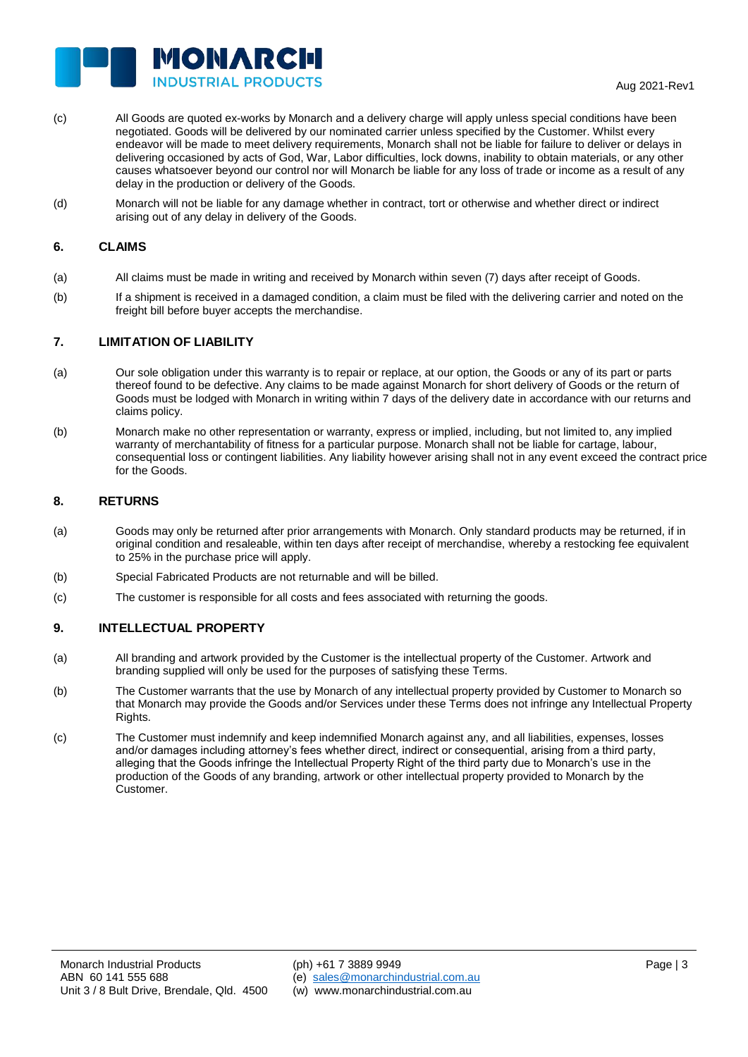(c) All Goods are quoted ex-works by Monarch and a delivery charge will apply unless special conditions have been negotiated. Goods will be delivered by our nominated carrier unless specified by the Customer. Whilst every endeavor will be made to meet delivery requirements, Monarch shall not be liable for failure to deliver or delays in delivering occasioned by acts of God, War, Labor difficulties, lock downs, inability to obtain materials, or any other causes whatsoever beyond our control nor will Monarch be liable for any loss of trade or income as a result of any delay in the production or delivery of the Goods.

(d) Monarch will not be liable for any damage whether in contract, tort or otherwise and whether direct or indirect arising out of any delay in delivery of the Goods.

## 6. CLAIMS

(a) All claims must be made in writing and received by Monarch within seven (7) days after receipt of Goods.

(b) If a shipment is received in a damaged condition, a claim must be filed with the delivering carrier and noted on the freight bill before buyer accepts the merchandise.

## 7. LIMITATION OF LIABILITY

(a) Our sole obligation under this warranty is to repair or replace, at our option, the Goods or any of its part or parts thereof found to be defective. Any claims to be made against Monarch for short delivery of Goods or the return of Goods must be lodged with Monarch in writing within 7 days of the delivery date in accordance with our returns and claims policy.

(b) Monarch make no other representation or warranty, express or implied, including, but not limited to, any implied warranty of merchantability of fitness for a particular purpose. Monarch shall not be liable for cartage, labour, consequential loss or contingent liabilities. Any liability however arising shall not in any event exceed the contract price for the Goods.

## 8. RETURNS

(a) Goods may only be returned after prior arrangements with Monarch. Only standard products may be returned, if in original condition and resaleable, within ten days after receipt of merchandise, whereby a restocking fee equivalent to 25% in the purchase price will apply.

(b) Special Fabricated Products are not returnable and will be billed.

(c) The customer is responsible for all costs and fees associated with returning the goods.

## 9. INTELLECTUAL PROPERTY

(a) All branding and artwork provided by the Customer is the intellectual property of the Customer. Artwork and branding supplied will only be used for the purposes of satisfying these Terms.

(b) The Customer warrants that the use by Monarch of any intellectual property provided by Customer to Monarch so that Monarch may provide the Goods and/or Services under these Terms does not infringe any Intellectual Property Rights.

(c) The Customer must indemnify and keep indemnified Monarch against any, and all liabilities, expenses, losses and/or damages including attorney's fees whether direct, indirect or consequential, arising from a third party, alleging that the Goods infringe the Intellectual Property Right of the third party due to Monarch's use in the production of the Goods of any branding, artwork or other intellectual property provided to Monarch by the Customer.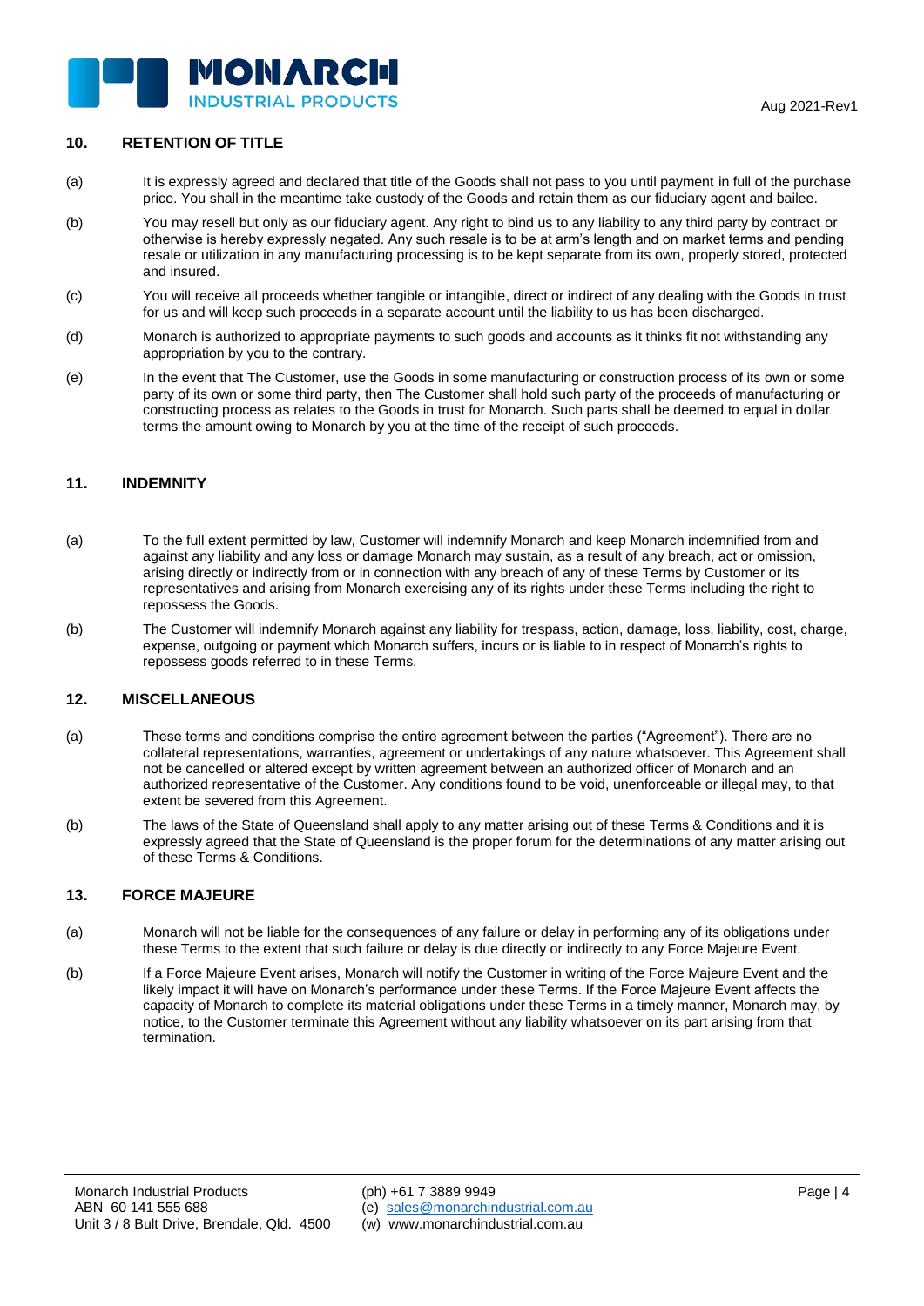## 10. RETENTION OF TITLE

(a) It is expressly agreed and declared that title of the Goods shall not pass to you until payment in full of the purchase price. You shall in the meantime take custody of the Goods and retain them as our fiduciary agent and bailee.

(b) You may resell but only as our fiduciary agent. Any right to bind us to any liability to any third party by contract or otherwise is hereby expressly negated. Any such resale is to be at arm's length and on market terms and pending resale or utilization in any manufacturing processing is to be kept separate from its own, properly stored, protected and insured.

(c) You will receive all proceeds whether tangible or intangible, direct or indirect of any dealing with the Goods in trust for us and will keep such proceeds in a separate account until the liability to us has been discharged.

(d) Monarch is authorized to appropriate payments to such goods and accounts as it thinks fit not withstanding any appropriation by you to the contrary.

(e) In the event that The Customer, use the Goods in some manufacturing or construction process of its own or some party of its own or some third party, then The Customer shall hold such party of the proceeds of manufacturing or constructing process as relates to the Goods in trust for Monarch. Such parts shall be deemed to equal in dollar terms the amount owing to Monarch by you at the time of the receipt of such proceeds.

## 11. INDEMNITY

(a) To the full extent permitted by law, Customer will indemnify Monarch and keep Monarch indemnified from and against any liability and any loss or damage Monarch may sustain, as a result of any breach, act or omission, arising directly or indirectly from or in connection with any breach of any of these Terms by Customer or its representatives and arising from Monarch exercising any of its rights under these Terms including the right to repossess the Goods.

(b) The Customer will indemnify Monarch against any liability for trespass, action, damage, loss, liability, cost, charge, expense, outgoing or payment which Monarch suffers, incurs or is liable to in respect of Monarch's rights to repossess goods referred to in these Terms.

## 12. MISCELLANEOUS

(a) These terms and conditions comprise the entire agreement between the parties ("Agreement"). There are no collateral representations, warranties, agreement or undertakings of any nature whatsoever. This Agreement shall not be cancelled or altered except by written agreement between an authorized officer of Monarch and an authorized representative of the Customer. Any conditions found to be void, unenforceable or illegal may, to that extent be severed from this Agreement.

(b) The laws of the State of Queensland shall apply to any matter arising out of these Terms & Conditions and it is expressly agreed that the State of Queensland is the proper forum for the determinations of any matter arising out of these Terms & Conditions.

## 13. FORCE MAJEURE

(a) Monarch will not be liable for the consequences of any failure or delay in performing any of its obligations under these Terms to the extent that such failure or delay is due directly or indirectly to any Force Majeure Event.

(b) If a Force Majeure Event arises, Monarch will notify the Customer in writing of the Force Majeure Event and the likely impact it will have on Monarch's performance under these Terms. If the Force Majeure Event affects the capacity of Monarch to complete its material obligations under these Terms in a timely manner, Monarch may, by notice, to the Customer terminate this Agreement without any liability whatsoever on its part arising from that termination.